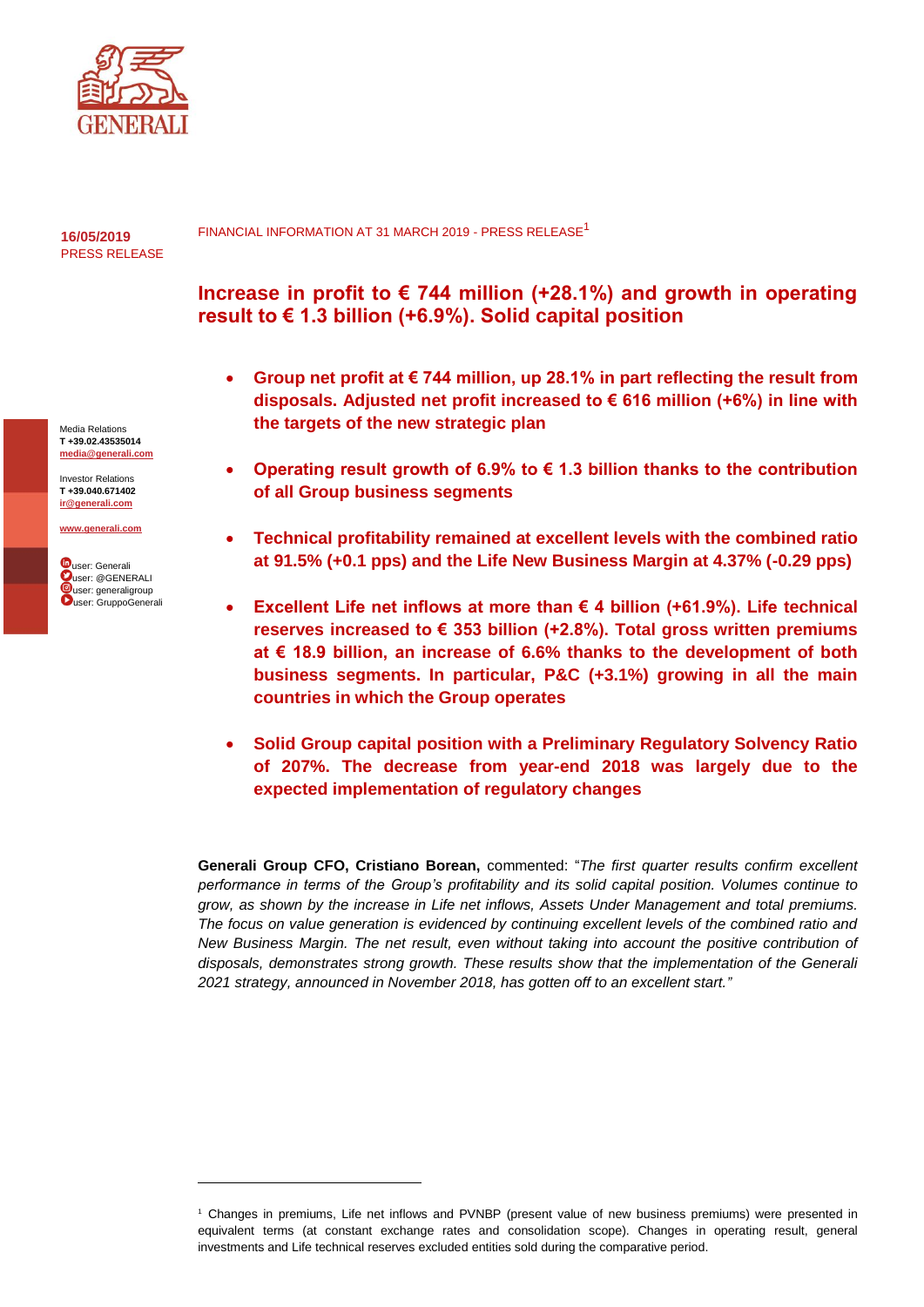GENERALI

**16/05/2019**
PRESS RELEASE

FINANCIAL INFORMATION AT 31 MARCH 2019 - PRESS RELEASE[1]

# Increase in profit to € 744 million (+28.1%) and growth in operating result to € 1.3 billion (+6.9%). Solid capital position

- **Group net profit at € 744 million, up 28.1% in part reflecting the result from disposals. Adjusted net profit increased to € 616 million (+6%) in line with the targets of the new strategic plan**
- **Operating result growth of 6.9% to € 1.3 billion thanks to the contribution of all Group business segments**
- **Technical profitability remained at excellent levels with the combined ratio at 91.5% (+0.1 pps) and the Life New Business Margin at 4.37% (-0.29 pps)**
- **Excellent Life net inflows at more than € 4 billion (+61.9%). Life technical reserves increased to € 353 billion (+2.8%). Total gross written premiums at € 18.9 billion, an increase of 6.6% thanks to the development of both business segments. In particular, P&C (+3.1%) growing in all the main countries in which the Group operates**
- **Solid Group capital position with a Preliminary Regulatory Solvency Ratio of 207%. The decrease from year-end 2018 was largely due to the expected implementation of regulatory changes**

Media Relations
**T +39.02.43535014**
**media@generali.com**

Investor Relations
**T +39.040.671402**
**ir@generali.com**

**www.generali.com**

user: Generali
user: @GENERALI
user: generaligroup
user: GruppoGenerali

**Generali Group CFO, Cristiano Borean,** commented: "*The first quarter results confirm excellent performance in terms of the Group's profitability and its solid capital position. Volumes continue to grow, as shown by the increase in Life net inflows, Assets Under Management and total premiums. The focus on value generation is evidenced by continuing excellent levels of the combined ratio and New Business Margin. The net result, even without taking into account the positive contribution of disposals, demonstrates strong growth. These results show that the implementation of the Generali 2021 strategy, announced in November 2018, has gotten off to an excellent start.*"

---

[1] Changes in premiums, Life net inflows and PVNBP (present value of new business premiums) were presented in equivalent terms (at constant exchange rates and consolidation scope). Changes in operating result, general investments and Life technical reserves excluded entities sold during the comparative period.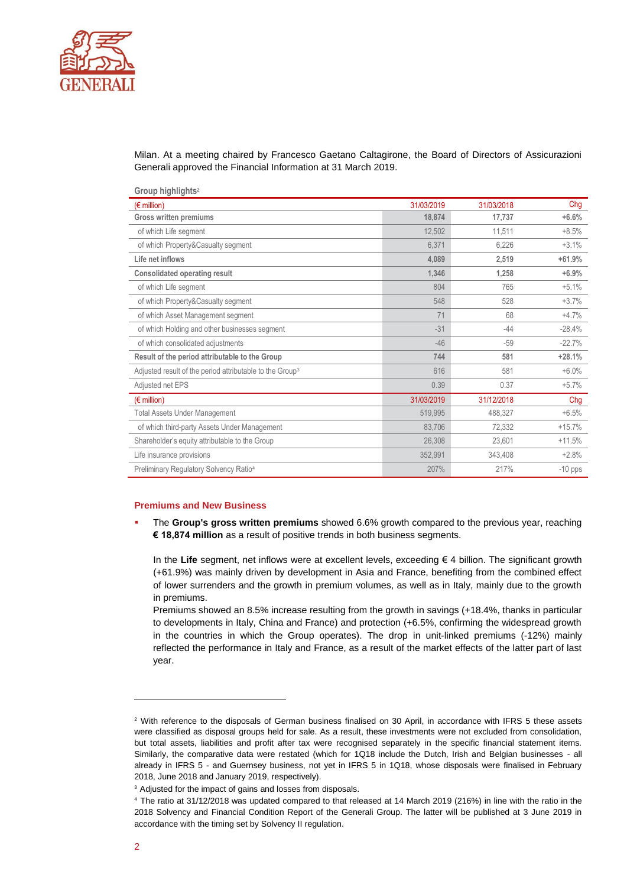Milan. At a meeting chaired by Francesco Gaetano Caltagirone, the Board of Directors of Assicurazioni Generali approved the Financial Information at 31 March 2019.

**Group highlights**[2]

| (€ million) | 31/03/2019 | 31/03/2018 | Chg |
|---|---|---|---|
| **Gross written premiums** | **18,874** | **17,737** | **+6.6%** |
| of which Life segment | 12,502 | 11,511 | +8.5% |
| of which Property&Casualty segment | 6,371 | 6,226 | +3.1% |
| **Life net inflows** | **4,089** | **2,519** | **+61.9%** |
| **Consolidated operating result** | **1,346** | **1,258** | **+6.9%** |
| of which Life segment | 804 | 765 | +5.1% |
| of which Property&Casualty segment | 548 | 528 | +3.7% |
| of which Asset Management segment | 71 | 68 | +4.7% |
| of which Holding and other businesses segment | -31 | -44 | -28.4% |
| of which consolidated adjustments | -46 | -59 | -22.7% |
| **Result of the period attributable to the Group** | **744** | **581** | **+28.1%** |
| Adjusted result of the period attributable to the Group[3] | 616 | 581 | +6.0% |
| Adjusted net EPS | 0.39 | 0.37 | +5.7% |
| (€ million) | 31/03/2019 | 31/12/2018 | Chg |
| Total Assets Under Management | 519,995 | 488,327 | +6.5% |
| of which third-party Assets Under Management | 83,706 | 72,332 | +15.7% |
| Shareholder's equity attributable to the Group | 26,308 | 23,601 | +11.5% |
| Life insurance provisions | 352,991 | 343,408 | +2.8% |
| Preliminary Regulatory Solvency Ratio[4] | 207% | 217% | -10 pps |

### Premiums and New Business

- The **Group's gross written premiums** showed 6.6% growth compared to the previous year, reaching **€ 18,874 million** as a result of positive trends in both business segments.

  In the **Life** segment, net inflows were at excellent levels, exceeding € 4 billion. The significant growth (+61.9%) was mainly driven by development in Asia and France, benefiting from the combined effect of lower surrenders and the growth in premium volumes, as well as in Italy, mainly due to the growth in premiums.
  Premiums showed an 8.5% increase resulting from the growth in savings (+18.4%, thanks in particular to developments in Italy, China and France) and protection (+6.5%, confirming the widespread growth in the countries in which the Group operates). The drop in unit-linked premiums (-12%) mainly reflected the performance in Italy and France, as a result of the market effects of the latter part of last year.

---

[2] With reference to the disposals of German business finalised on 30 April, in accordance with IFRS 5 these assets were classified as disposal groups held for sale. As a result, these investments were not excluded from consolidation, but total assets, liabilities and profit after tax were recognised separately in the specific financial statement items. Similarly, the comparative data were restated (which for 1Q18 include the Dutch, Irish and Belgian businesses - all already in IFRS 5 - and Guernsey business, not yet in IFRS 5 in 1Q18, whose disposals were finalised in February 2018, June 2018 and January 2019, respectively).

[3] Adjusted for the impact of gains and losses from disposals.

[4] The ratio at 31/12/2018 was updated compared to that released at 14 March 2019 (216%) in line with the ratio in the 2018 Solvency and Financial Condition Report of the Generali Group. The latter will be published at 3 June 2019 in accordance with the timing set by Solvency II regulation.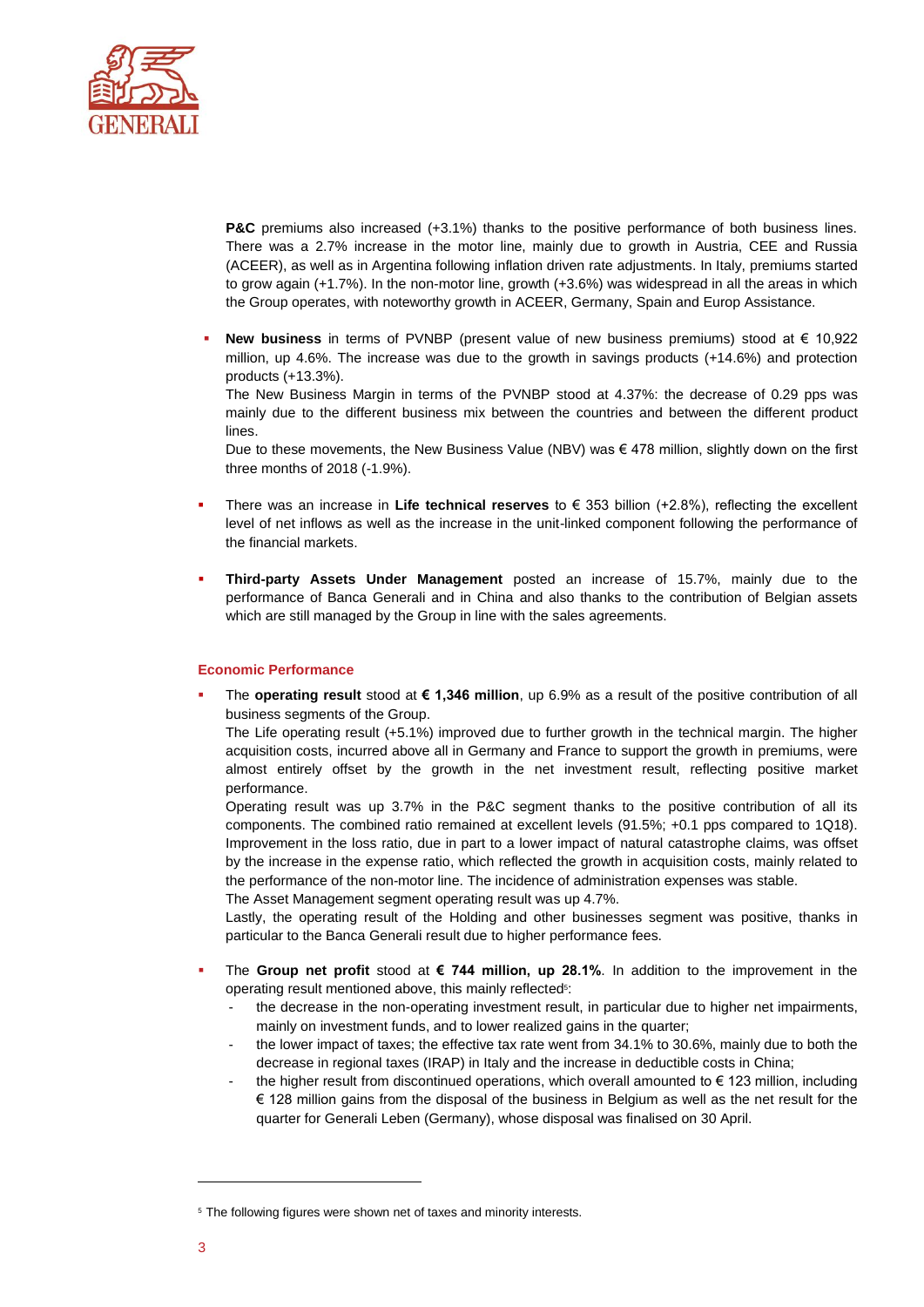**P&C** premiums also increased (+3.1%) thanks to the positive performance of both business lines. There was a 2.7% increase in the motor line, mainly due to growth in Austria, CEE and Russia (ACEER), as well as in Argentina following inflation driven rate adjustments. In Italy, premiums started to grow again (+1.7%). In the non-motor line, growth (+3.6%) was widespread in all the areas in which the Group operates, with noteworthy growth in ACEER, Germany, Spain and Europ Assistance.

- **New business** in terms of PVNBP (present value of new business premiums) stood at € 10,922 million, up 4.6%. The increase was due to the growth in savings products (+14.6%) and protection products (+13.3%).
  The New Business Margin in terms of the PVNBP stood at 4.37%: the decrease of 0.29 pps was mainly due to the different business mix between the countries and between the different product lines.
  Due to these movements, the New Business Value (NBV) was € 478 million, slightly down on the first three months of 2018 (-1.9%).

- There was an increase in **Life technical reserves** to € 353 billion (+2.8%), reflecting the excellent level of net inflows as well as the increase in the unit-linked component following the performance of the financial markets.

- **Third-party Assets Under Management** posted an increase of 15.7%, mainly due to the performance of Banca Generali and in China and also thanks to the contribution of Belgian assets which are still managed by the Group in line with the sales agreements.

## Economic Performance

- The **operating result** stood at **€ 1,346 million**, up 6.9% as a result of the positive contribution of all business segments of the Group.
  The Life operating result (+5.1%) improved due to further growth in the technical margin. The higher acquisition costs, incurred above all in Germany and France to support the growth in premiums, were almost entirely offset by the growth in the net investment result, reflecting positive market performance.
  Operating result was up 3.7% in the P&C segment thanks to the positive contribution of all its components. The combined ratio remained at excellent levels (91.5%; +0.1 pps compared to 1Q18). Improvement in the loss ratio, due in part to a lower impact of natural catastrophe claims, was offset by the increase in the expense ratio, which reflected the growth in acquisition costs, mainly related to the performance of the non-motor line. The incidence of administration expenses was stable.
  The Asset Management segment operating result was up 4.7%.
  Lastly, the operating result of the Holding and other businesses segment was positive, thanks in particular to the Banca Generali result due to higher performance fees.

- The **Group net profit** stood at **€ 744 million, up 28.1%**. In addition to the improvement in the operating result mentioned above, this mainly reflected[5]:
  - the decrease in the non-operating investment result, in particular due to higher net impairments, mainly on investment funds, and to lower realized gains in the quarter;
  - the lower impact of taxes; the effective tax rate went from 34.1% to 30.6%, mainly due to both the decrease in regional taxes (IRAP) in Italy and the increase in deductible costs in China;
  - the higher result from discontinued operations, which overall amounted to € 123 million, including € 128 million gains from the disposal of the business in Belgium as well as the net result for the quarter for Generali Leben (Germany), whose disposal was finalised on 30 April.

[5] The following figures were shown net of taxes and minority interests.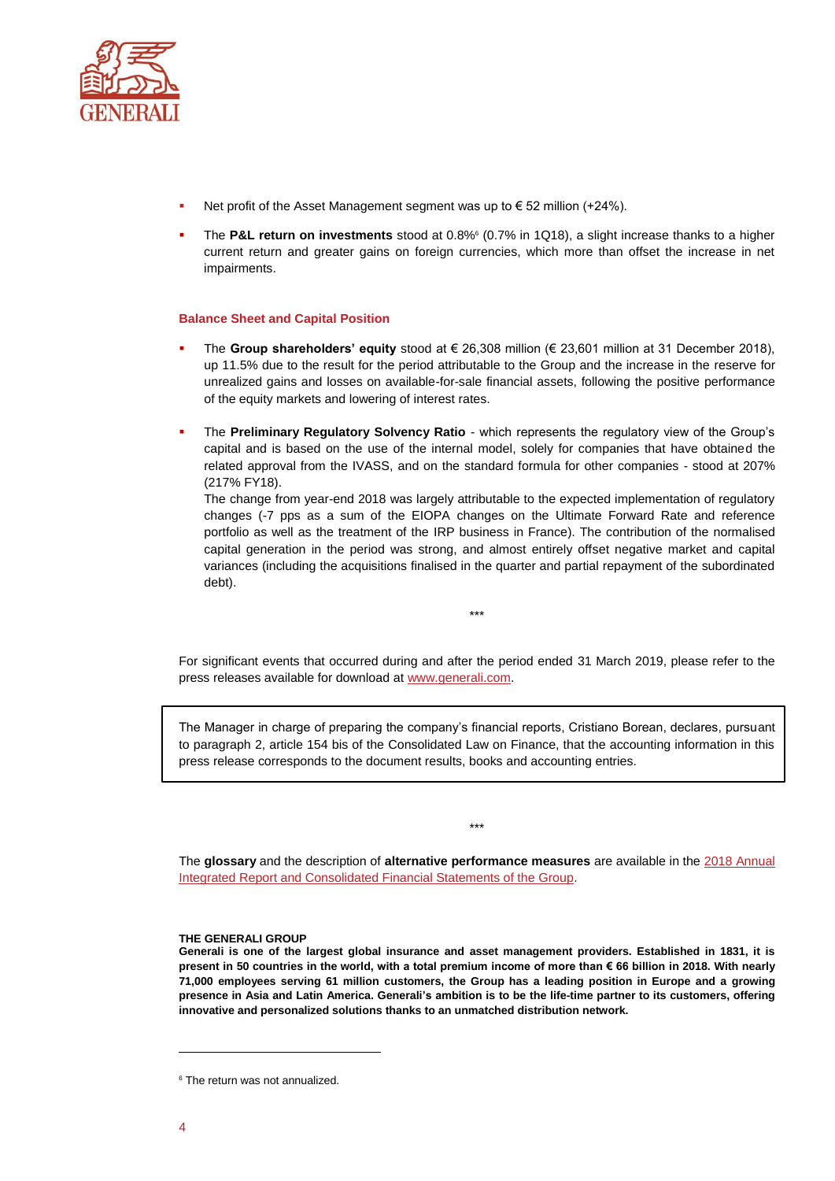- Net profit of the Asset Management segment was up to € 52 million (+24%).
- The **P&L return on investments** stood at 0.8%[6] (0.7% in 1Q18), a slight increase thanks to a higher current return and greater gains on foreign currencies, which more than offset the increase in net impairments.

### Balance Sheet and Capital Position

- The **Group shareholders' equity** stood at € 26,308 million (€ 23,601 million at 31 December 2018), up 11.5% due to the result for the period attributable to the Group and the increase in the reserve for unrealized gains and losses on available-for-sale financial assets, following the positive performance of the equity markets and lowering of interest rates.
- The **Preliminary Regulatory Solvency Ratio** - which represents the regulatory view of the Group's capital and is based on the use of the internal model, solely for companies that have obtained the related approval from the IVASS, and on the standard formula for other companies - stood at 207% (217% FY18).
  The change from year-end 2018 was largely attributable to the expected implementation of regulatory changes (-7 pps as a sum of the EIOPA changes on the Ultimate Forward Rate and reference portfolio as well as the treatment of the IRP business in France). The contribution of the normalised capital generation in the period was strong, and almost entirely offset negative market and capital variances (including the acquisitions finalised in the quarter and partial repayment of the subordinated debt).

\*\*\*

For significant events that occurred during and after the period ended 31 March 2019, please refer to the press releases available for download at www.generali.com.

The Manager in charge of preparing the company's financial reports, Cristiano Borean, declares, pursuant to paragraph 2, article 154 bis of the Consolidated Law on Finance, that the accounting information in this press release corresponds to the document results, books and accounting entries.

\*\*\*

The **glossary** and the description of **alternative performance measures** are available in the 2018 Annual Integrated Report and Consolidated Financial Statements of the Group.

**THE GENERALI GROUP**
**Generali is one of the largest global insurance and asset management providers. Established in 1831, it is present in 50 countries in the world, with a total premium income of more than € 66 billion in 2018. With nearly 71,000 employees serving 61 million customers, the Group has a leading position in Europe and a growing presence in Asia and Latin America. Generali's ambition is to be the life-time partner to its customers, offering innovative and personalized solutions thanks to an unmatched distribution network.**

---

[6] The return was not annualized.